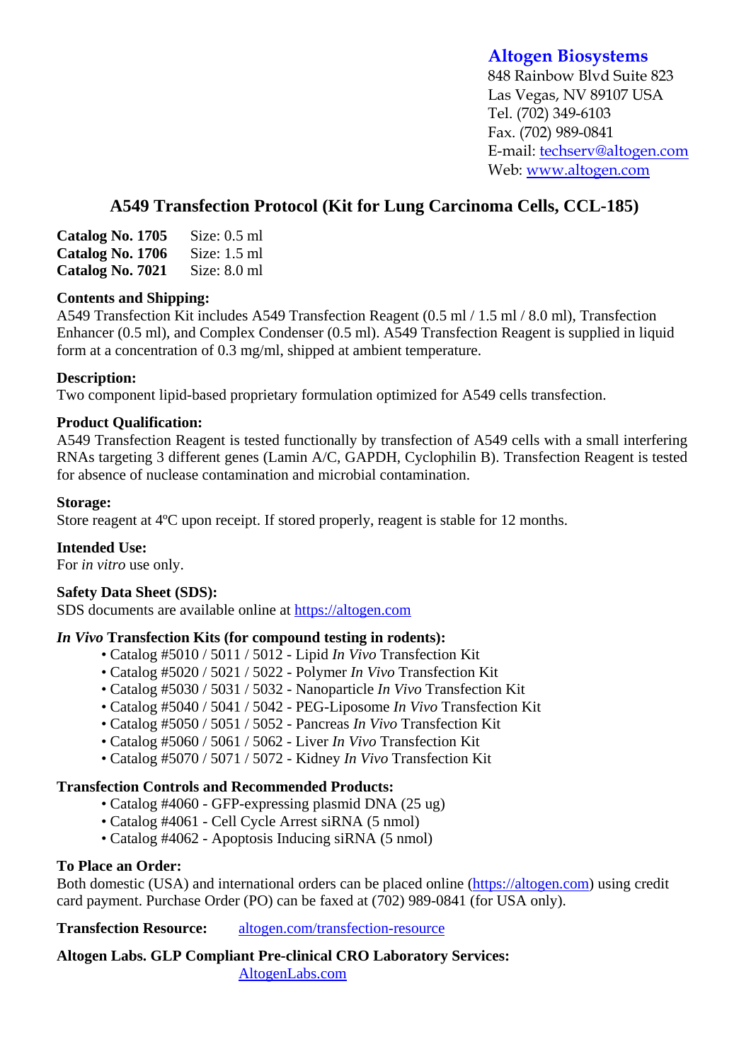**Altogen Biosystems**
848 Rainbow Blvd Suite 823
Las Vegas, NV 89107 USA
Tel. (702) 349-6103
Fax. (702) 989-0841
E-mail: techserv@altogen.com
Web: www.altogen.com

# A549 Transfection Protocol (Kit for Lung Carcinoma Cells, CCL-185)

**Catalog No. 1705** Size: 0.5 ml
**Catalog No. 1706** Size: 1.5 ml
**Catalog No. 7021** Size: 8.0 ml

**Contents and Shipping:**
A549 Transfection Kit includes A549 Transfection Reagent (0.5 ml / 1.5 ml / 8.0 ml), Transfection Enhancer (0.5 ml), and Complex Condenser (0.5 ml). A549 Transfection Reagent is supplied in liquid form at a concentration of 0.3 mg/ml, shipped at ambient temperature.

**Description:**
Two component lipid-based proprietary formulation optimized for A549 cells transfection.

**Product Qualification:**
A549 Transfection Reagent is tested functionally by transfection of A549 cells with a small interfering RNAs targeting 3 different genes (Lamin A/C, GAPDH, Cyclophilin B). Transfection Reagent is tested for absence of nuclease contamination and microbial contamination.

**Storage:**
Store reagent at 4ºC upon receipt. If stored properly, reagent is stable for 12 months.

**Intended Use:**
For *in vitro* use only.

**Safety Data Sheet (SDS):**
SDS documents are available online at https://altogen.com

***In Vivo* Transfection Kits (for compound testing in rodents):**

- Catalog #5010 / 5011 / 5012 - Lipid *In Vivo* Transfection Kit
- Catalog #5020 / 5021 / 5022 - Polymer *In Vivo* Transfection Kit
- Catalog #5030 / 5031 / 5032 - Nanoparticle *In Vivo* Transfection Kit
- Catalog #5040 / 5041 / 5042 - PEG-Liposome *In Vivo* Transfection Kit
- Catalog #5050 / 5051 / 5052 - Pancreas *In Vivo* Transfection Kit
- Catalog #5060 / 5061 / 5062 - Liver *In Vivo* Transfection Kit
- Catalog #5070 / 5071 / 5072 - Kidney *In Vivo* Transfection Kit

**Transfection Controls and Recommended Products:**

- Catalog #4060 - GFP-expressing plasmid DNA (25 ug)
- Catalog #4061 - Cell Cycle Arrest siRNA (5 nmol)
- Catalog #4062 - Apoptosis Inducing siRNA (5 nmol)

**To Place an Order:**
Both domestic (USA) and international orders can be placed online (https://altogen.com) using credit card payment. Purchase Order (PO) can be faxed at (702) 989-0841 (for USA only).

**Transfection Resource:** altogen.com/transfection-resource

**Altogen Labs. GLP Compliant Pre-clinical CRO Laboratory Services:**
AltogenLabs.com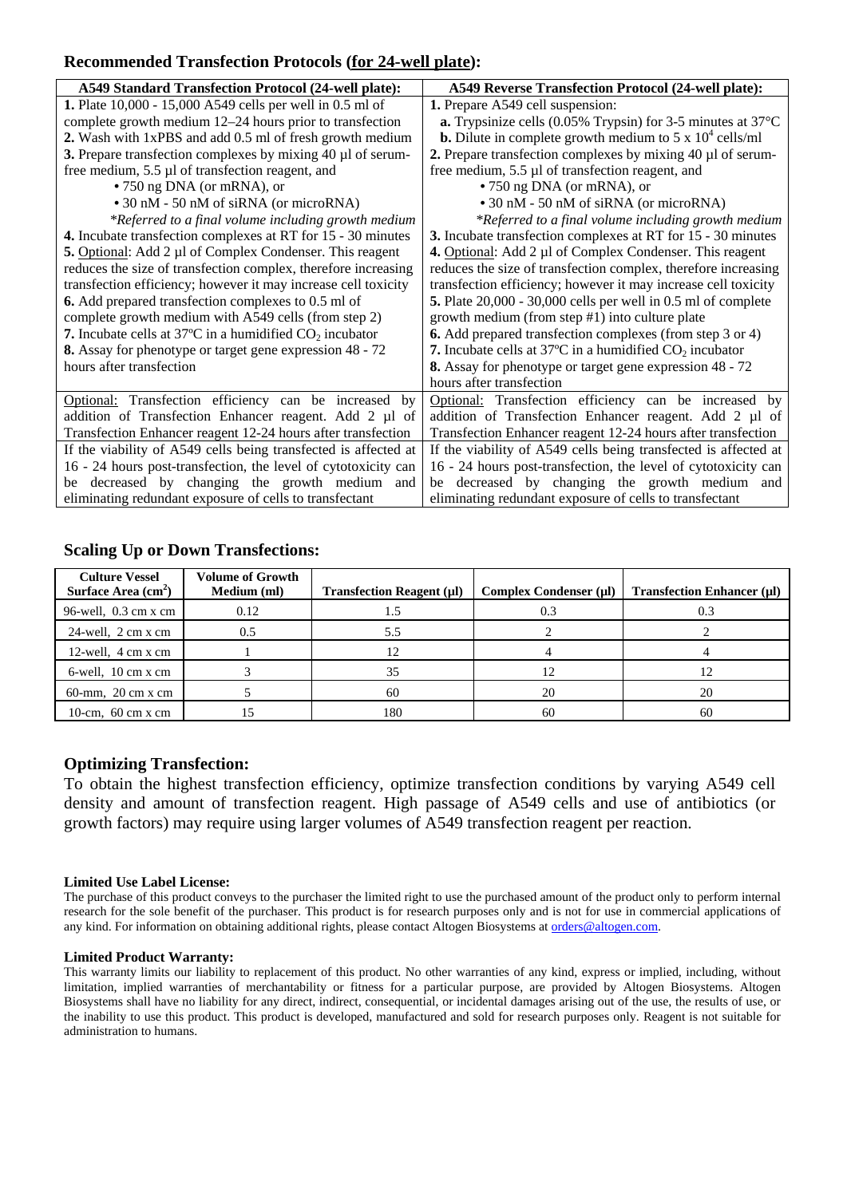## Recommended Transfection Protocols (for 24-well plate):

| A549 Standard Transfection Protocol (24-well plate): | A549 Reverse Transfection Protocol (24-well plate): |
|---|---|
| **1.** Plate 10,000 - 15,000 A549 cells per well in 0.5 ml of complete growth medium 12–24 hours prior to transfection<br>**2.** Wash with 1xPBS and add 0.5 ml of fresh growth medium<br>**3.** Prepare transfection complexes by mixing 40 µl of serum-free medium, 5.5 µl of transfection reagent, and<br>• 750 ng DNA (or mRNA), or<br>• 30 nM - 50 nM of siRNA (or microRNA)<br>*\*Referred to a final volume including growth medium*<br>**4.** Incubate transfection complexes at RT for 15 - 30 minutes<br>**5.** Optional: Add 2 µl of Complex Condenser. This reagent reduces the size of transfection complex, therefore increasing transfection efficiency; however it may increase cell toxicity<br>**6.** Add prepared transfection complexes to 0.5 ml of complete growth medium with A549 cells (from step 2)<br>**7.** Incubate cells at 37ºC in a humidified $CO_2$ incubator<br>**8.** Assay for phenotype or target gene expression 48 - 72 hours after transfection | **1.** Prepare A549 cell suspension:<br>**a.** Trypsinize cells (0.05% Trypsin) for 3-5 minutes at 37°C<br>**b.** Dilute in complete growth medium to 5 x $10^4$ cells/ml<br>**2.** Prepare transfection complexes by mixing 40 µl of serum-free medium, 5.5 µl of transfection reagent, and<br>• 750 ng DNA (or mRNA), or<br>• 30 nM - 50 nM of siRNA (or microRNA)<br>*\*Referred to a final volume including growth medium*<br>**3.** Incubate transfection complexes at RT for 15 - 30 minutes<br>**4.** Optional: Add 2 µl of Complex Condenser. This reagent reduces the size of transfection complex, therefore increasing transfection efficiency; however it may increase cell toxicity<br>**5.** Plate 20,000 - 30,000 cells per well in 0.5 ml of complete growth medium (from step #1) into culture plate<br>**6.** Add prepared transfection complexes (from step 3 or 4)<br>**7.** Incubate cells at 37ºC in a humidified $CO_2$ incubator<br>**8.** Assay for phenotype or target gene expression 48 - 72 hours after transfection |
| Optional: Transfection efficiency can be increased by addition of Transfection Enhancer reagent. Add 2 µl of Transfection Enhancer reagent 12-24 hours after transfection | Optional: Transfection efficiency can be increased by addition of Transfection Enhancer reagent. Add 2 µl of Transfection Enhancer reagent 12-24 hours after transfection |
| If the viability of A549 cells being transfected is affected at 16 - 24 hours post-transfection, the level of cytotoxicity can be decreased by changing the growth medium and eliminating redundant exposure of cells to transfectant | If the viability of A549 cells being transfected is affected at 16 - 24 hours post-transfection, the level of cytotoxicity can be decreased by changing the growth medium and eliminating redundant exposure of cells to transfectant |

## Scaling Up or Down Transfections:

| Culture Vessel Surface Area ($cm^2$) | Volume of Growth Medium (ml) | Transfection Reagent (µl) | Complex Condenser (µl) | Transfection Enhancer (µl) |
|---|---|---|---|---|
| 96-well, 0.3 cm x cm | 0.12 | 1.5 | 0.3 | 0.3 |
| 24-well, 2 cm x cm | 0.5 | 5.5 | 2 | 2 |
| 12-well, 4 cm x cm | 1 | 12 | 4 | 4 |
| 6-well, 10 cm x cm | 3 | 35 | 12 | 12 |
| 60-mm, 20 cm x cm | 5 | 60 | 20 | 20 |
| 10-cm, 60 cm x cm | 15 | 180 | 60 | 60 |

## Optimizing Transfection:

To obtain the highest transfection efficiency, optimize transfection conditions by varying A549 cell density and amount of transfection reagent. High passage of A549 cells and use of antibiotics (or growth factors) may require using larger volumes of A549 transfection reagent per reaction.

**Limited Use Label License:**

The purchase of this product conveys to the purchaser the limited right to use the purchased amount of the product only to perform internal research for the sole benefit of the purchaser. This product is for research purposes only and is not for use in commercial applications of any kind. For information on obtaining additional rights, please contact Altogen Biosystems at orders@altogen.com.

**Limited Product Warranty:**

This warranty limits our liability to replacement of this product. No other warranties of any kind, express or implied, including, without limitation, implied warranties of merchantability or fitness for a particular purpose, are provided by Altogen Biosystems. Altogen Biosystems shall have no liability for any direct, indirect, consequential, or incidental damages arising out of the use, the results of use, or the inability to use this product. This product is developed, manufactured and sold for research purposes only. Reagent is not suitable for administration to humans.